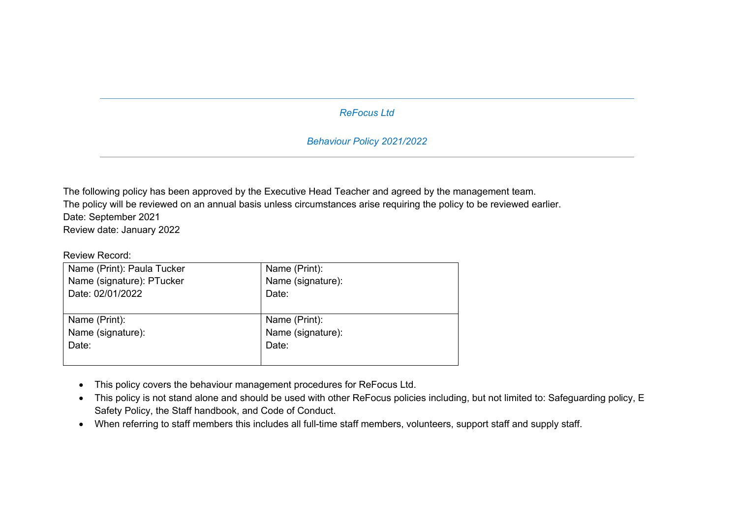*ReFocus Ltd*

*Behaviour Policy 2021/2022*

The following policy has been approved by the Executive Head Teacher and agreed by the management team.
The policy will be reviewed on an annual basis unless circumstances arise requiring the policy to be reviewed earlier.
Date: September 2021
Review date: January 2022

Review Record:

| | |
|---|---|
| Name (Print): Paula Tucker<br>Name (signature): PTucker<br>Date: 02/01/2022 | Name (Print):<br>Name (signature):<br>Date: |
| Name (Print):<br>Name (signature):<br>Date: | Name (Print):<br>Name (signature):<br>Date: |

- This policy covers the behaviour management procedures for ReFocus Ltd.
- This policy is not stand alone and should be used with other ReFocus policies including, but not limited to: Safeguarding policy, E Safety Policy, the Staff handbook, and Code of Conduct.
- When referring to staff members this includes all full-time staff members, volunteers, support staff and supply staff.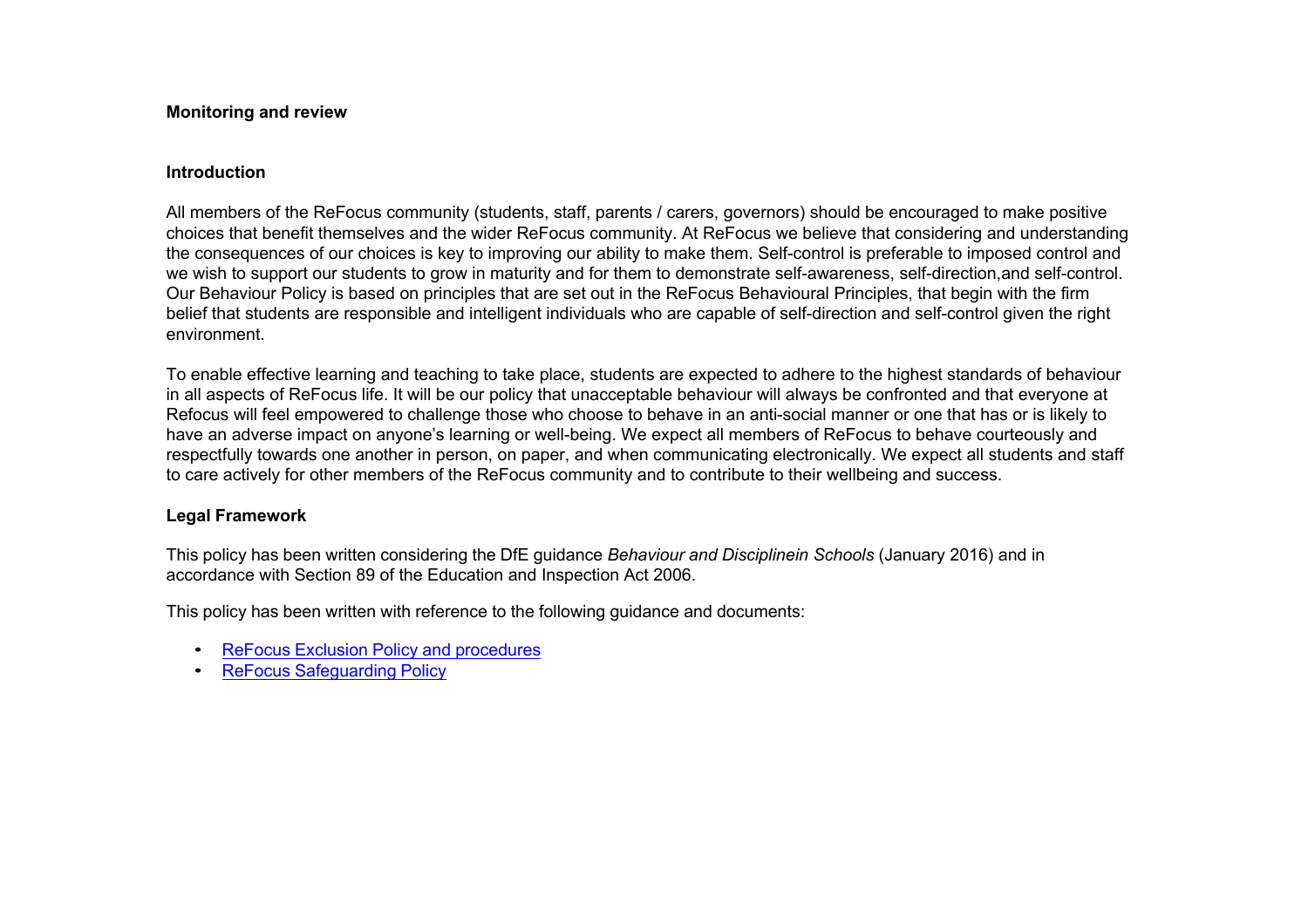**Monitoring and review**

**Introduction**

All members of the ReFocus community (students, staff, parents / carers, governors) should be encouraged to make positive choices that benefit themselves and the wider ReFocus community. At ReFocus we believe that considering and understanding the consequences of our choices is key to improving our ability to make them. Self-control is preferable to imposed control and we wish to support our students to grow in maturity and for them to demonstrate self-awareness, self-direction,and self-control. Our Behaviour Policy is based on principles that are set out in the ReFocus Behavioural Principles, that begin with the firm belief that students are responsible and intelligent individuals who are capable of self-direction and self-control given the right environment.

To enable effective learning and teaching to take place, students are expected to adhere to the highest standards of behaviour in all aspects of ReFocus life. It will be our policy that unacceptable behaviour will always be confronted and that everyone at Refocus will feel empowered to challenge those who choose to behave in an anti-social manner or one that has or is likely to have an adverse impact on anyone's learning or well-being. We expect all members of ReFocus to behave courteously and respectfully towards one another in person, on paper, and when communicating electronically. We expect all students and staff to care actively for other members of the ReFocus community and to contribute to their wellbeing and success.

**Legal Framework**

This policy has been written considering the DfE guidance *Behaviour and Disciplinein Schools* (January 2016) and in accordance with Section 89 of the Education and Inspection Act 2006.

This policy has been written with reference to the following guidance and documents:

- ReFocus Exclusion Policy and procedures
- ReFocus Safeguarding Policy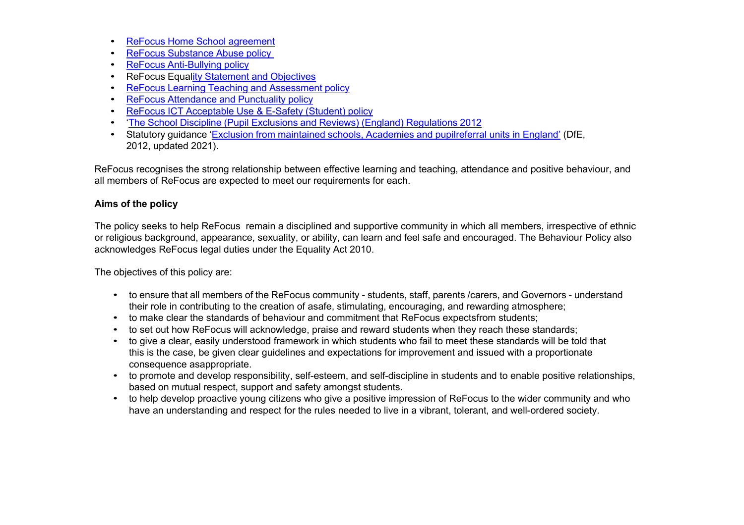- ReFocus Home School agreement
- ReFocus Substance Abuse policy
- ReFocus Anti-Bullying policy
- ReFocus Equality Statement and Objectives
- ReFocus Learning Teaching and Assessment policy
- ReFocus Attendance and Punctuality policy
- ReFocus ICT Acceptable Use & E-Safety (Student) policy
- 'The School Discipline (Pupil Exclusions and Reviews) (England) Regulations 2012
- Statutory guidance 'Exclusion from maintained schools, Academies and pupilreferral units in England' (DfE, 2012, updated 2021).

ReFocus recognises the strong relationship between effective learning and teaching, attendance and positive behaviour, and all members of ReFocus are expected to meet our requirements for each.

**Aims of the policy**

The policy seeks to help ReFocus remain a disciplined and supportive community in which all members, irrespective of ethnic or religious background, appearance, sexuality, or ability, can learn and feel safe and encouraged. The Behaviour Policy also acknowledges ReFocus legal duties under the Equality Act 2010.

The objectives of this policy are:

- to ensure that all members of the ReFocus community - students, staff, parents /carers, and Governors - understand their role in contributing to the creation of asafe, stimulating, encouraging, and rewarding atmosphere;
- to make clear the standards of behaviour and commitment that ReFocus expectsfrom students;
- to set out how ReFocus will acknowledge, praise and reward students when they reach these standards;
- to give a clear, easily understood framework in which students who fail to meet these standards will be told that this is the case, be given clear guidelines and expectations for improvement and issued with a proportionate consequence asappropriate.
- to promote and develop responsibility, self-esteem, and self-discipline in students and to enable positive relationships, based on mutual respect, support and safety amongst students.
- to help develop proactive young citizens who give a positive impression of ReFocus to the wider community and who have an understanding and respect for the rules needed to live in a vibrant, tolerant, and well-ordered society.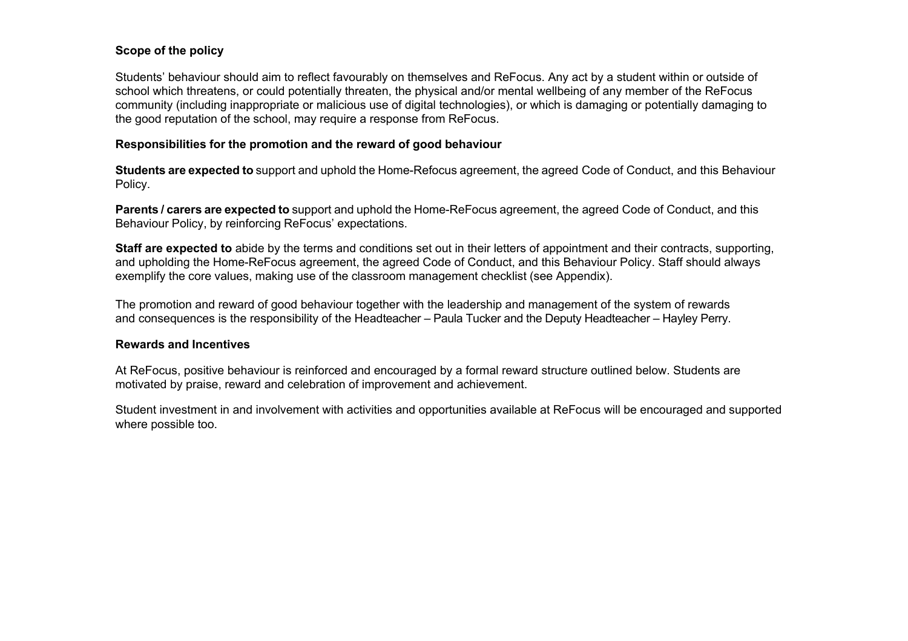**Scope of the policy**

Students' behaviour should aim to reflect favourably on themselves and ReFocus. Any act by a student within or outside of school which threatens, or could potentially threaten, the physical and/or mental wellbeing of any member of the ReFocus community (including inappropriate or malicious use of digital technologies), or which is damaging or potentially damaging to the good reputation of the school, may require a response from ReFocus.

**Responsibilities for the promotion and the reward of good behaviour**

**Students are expected to** support and uphold the Home-Refocus agreement, the agreed Code of Conduct, and this Behaviour Policy.

**Parents / carers are expected to** support and uphold the Home-ReFocus agreement, the agreed Code of Conduct, and this Behaviour Policy, by reinforcing ReFocus' expectations.

**Staff are expected to** abide by the terms and conditions set out in their letters of appointment and their contracts, supporting, and upholding the Home-ReFocus agreement, the agreed Code of Conduct, and this Behaviour Policy. Staff should always exemplify the core values, making use of the classroom management checklist (see Appendix).

The promotion and reward of good behaviour together with the leadership and management of the system of rewards and consequences is the responsibility of the Headteacher – Paula Tucker and the Deputy Headteacher – Hayley Perry.

**Rewards and Incentives**

At ReFocus, positive behaviour is reinforced and encouraged by a formal reward structure outlined below. Students are motivated by praise, reward and celebration of improvement and achievement.

Student investment in and involvement with activities and opportunities available at ReFocus will be encouraged and supported where possible too.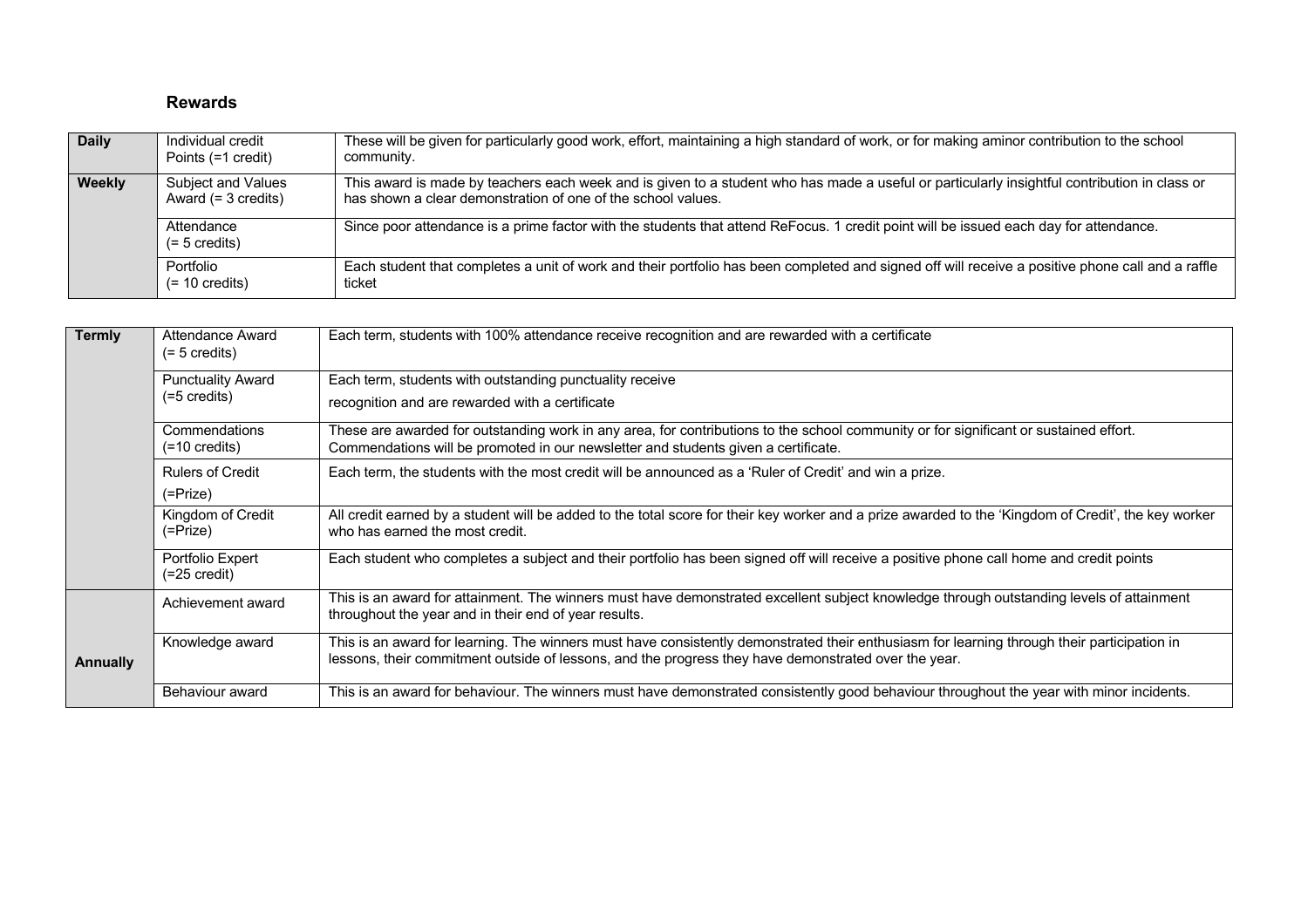## Rewards

| | | |
|---|---|---|
| **Daily** | Individual credit Points (=1 credit) | These will be given for particularly good work, effort, maintaining a high standard of work, or for making aminor contribution to the school community. |
| **Weekly** | Subject and Values Award (= 3 credits) | This award is made by teachers each week and is given to a student who has made a useful or particularly insightful contribution in class or has shown a clear demonstration of one of the school values. |
| | Attendance (= 5 credits) | Since poor attendance is a prime factor with the students that attend ReFocus. 1 credit point will be issued each day for attendance. |
| | Portfolio (= 10 credits) | Each student that completes a unit of work and their portfolio has been completed and signed off will receive a positive phone call and a raffle ticket |

| | | |
|---|---|---|
| **Termly** | Attendance Award (= 5 credits) | Each term, students with 100% attendance receive recognition and are rewarded with a certificate |
| | Punctuality Award (=5 credits) | Each term, students with outstanding punctuality receive recognition and are rewarded with a certificate |
| | Commendations (=10 credits) | These are awarded for outstanding work in any area, for contributions to the school community or for significant or sustained effort. Commendations will be promoted in our newsletter and students given a certificate. |
| | Rulers of Credit (=Prize) | Each term, the students with the most credit will be announced as a 'Ruler of Credit' and win a prize. |
| | Kingdom of Credit (=Prize) | All credit earned by a student will be added to the total score for their key worker and a prize awarded to the 'Kingdom of Credit', the key worker who has earned the most credit. |
| | Portfolio Expert (=25 credit) | Each student who completes a subject and their portfolio has been signed off will receive a positive phone call home and credit points |
| **Annually** | Achievement award | This is an award for attainment. The winners must have demonstrated excellent subject knowledge through outstanding levels of attainment throughout the year and in their end of year results. |
| | Knowledge award | This is an award for learning. The winners must have consistently demonstrated their enthusiasm for learning through their participation in lessons, their commitment outside of lessons, and the progress they have demonstrated over the year. |
| | Behaviour award | This is an award for behaviour. The winners must have demonstrated consistently good behaviour throughout the year with minor incidents. |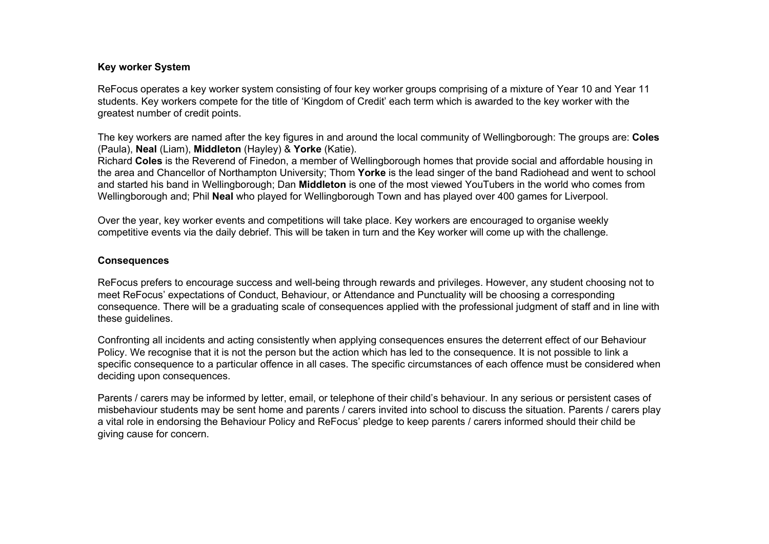**Key worker System**

ReFocus operates a key worker system consisting of four key worker groups comprising of a mixture of Year 10 and Year 11 students. Key workers compete for the title of 'Kingdom of Credit' each term which is awarded to the key worker with the greatest number of credit points.

The key workers are named after the key figures in and around the local community of Wellingborough: The groups are: **Coles** (Paula), **Neal** (Liam), **Middleton** (Hayley) & **Yorke** (Katie).
Richard **Coles** is the Reverend of Finedon, a member of Wellingborough homes that provide social and affordable housing in the area and Chancellor of Northampton University; Thom **Yorke** is the lead singer of the band Radiohead and went to school and started his band in Wellingborough; Dan **Middleton** is one of the most viewed YouTubers in the world who comes from Wellingborough and; Phil **Neal** who played for Wellingborough Town and has played over 400 games for Liverpool.

Over the year, key worker events and competitions will take place. Key workers are encouraged to organise weekly competitive events via the daily debrief. This will be taken in turn and the Key worker will come up with the challenge.

**Consequences**

ReFocus prefers to encourage success and well-being through rewards and privileges. However, any student choosing not to meet ReFocus' expectations of Conduct, Behaviour, or Attendance and Punctuality will be choosing a corresponding consequence. There will be a graduating scale of consequences applied with the professional judgment of staff and in line with these guidelines.

Confronting all incidents and acting consistently when applying consequences ensures the deterrent effect of our Behaviour Policy. We recognise that it is not the person but the action which has led to the consequence. It is not possible to link a specific consequence to a particular offence in all cases. The specific circumstances of each offence must be considered when deciding upon consequences.

Parents / carers may be informed by letter, email, or telephone of their child's behaviour. In any serious or persistent cases of misbehaviour students may be sent home and parents / carers invited into school to discuss the situation. Parents / carers play a vital role in endorsing the Behaviour Policy and ReFocus' pledge to keep parents / carers informed should their child be giving cause for concern.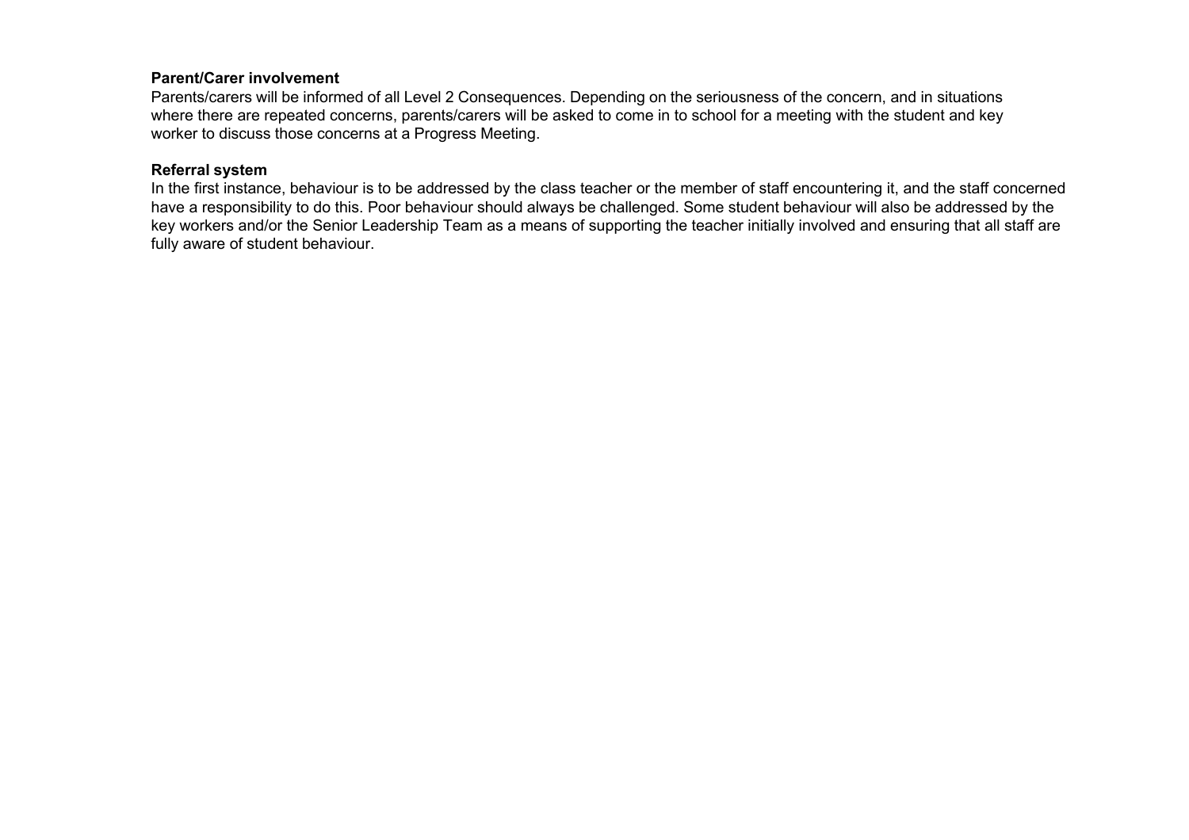**Parent/Carer involvement**

Parents/carers will be informed of all Level 2 Consequences. Depending on the seriousness of the concern, and in situations where there are repeated concerns, parents/carers will be asked to come in to school for a meeting with the student and key worker to discuss those concerns at a Progress Meeting.

**Referral system**

In the first instance, behaviour is to be addressed by the class teacher or the member of staff encountering it, and the staff concerned have a responsibility to do this. Poor behaviour should always be challenged. Some student behaviour will also be addressed by the key workers and/or the Senior Leadership Team as a means of supporting the teacher initially involved and ensuring that all staff are fully aware of student behaviour.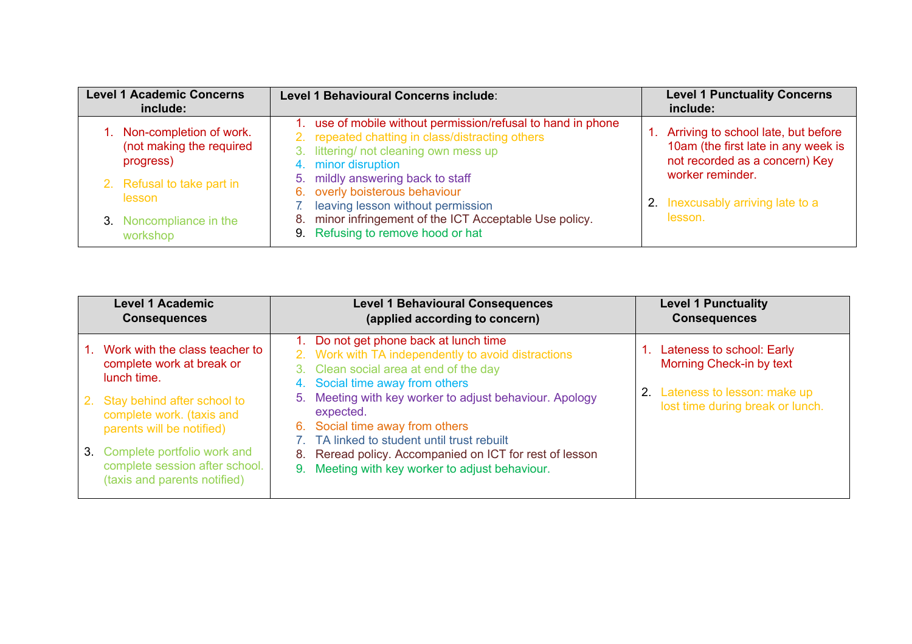| Level 1 Academic Concerns include: | Level 1 Behavioural Concerns include: | Level 1 Punctuality Concerns include: |
|---|---|---|
| 1. Non-completion of work. (not making the required progress)<br><br>2. Refusal to take part in lesson<br><br>3. Noncompliance in the workshop | 1. use of mobile without permission/refusal to hand in phone<br>2. repeated chatting in class/distracting others<br>3. littering/ not cleaning own mess up<br>4. minor disruption<br>5. mildly answering back to staff<br>6. overly boisterous behaviour<br>7. leaving lesson without permission<br>8. minor infringement of the ICT Acceptable Use policy.<br>9. Refusing to remove hood or hat | 1. Arriving to school late, but before 10am (the first late in any week is not recorded as a concern) Key worker reminder.<br><br>2. Inexcusably arriving late to a lesson. |

| Level 1 Academic Consequences | Level 1 Behavioural Consequences (applied according to concern) | Level 1 Punctuality Consequences |
|---|---|---|
| 1. Work with the class teacher to complete work at break or lunch time.<br><br>2. Stay behind after school to complete work. (taxis and parents will be notified)<br><br>3. Complete portfolio work and complete session after school. (taxis and parents notified) | 1. Do not get phone back at lunch time<br>2. Work with TA independently to avoid distractions<br>3. Clean social area at end of the day<br>4. Social time away from others<br>5. Meeting with key worker to adjust behaviour. Apology expected.<br>6. Social time away from others<br>7. TA linked to student until trust rebuilt<br>8. Reread policy. Accompanied on ICT for rest of lesson<br>9. Meeting with key worker to adjust behaviour. | 1. Lateness to school: Early Morning Check-in by text<br><br>2. Lateness to lesson: make up lost time during break or lunch. |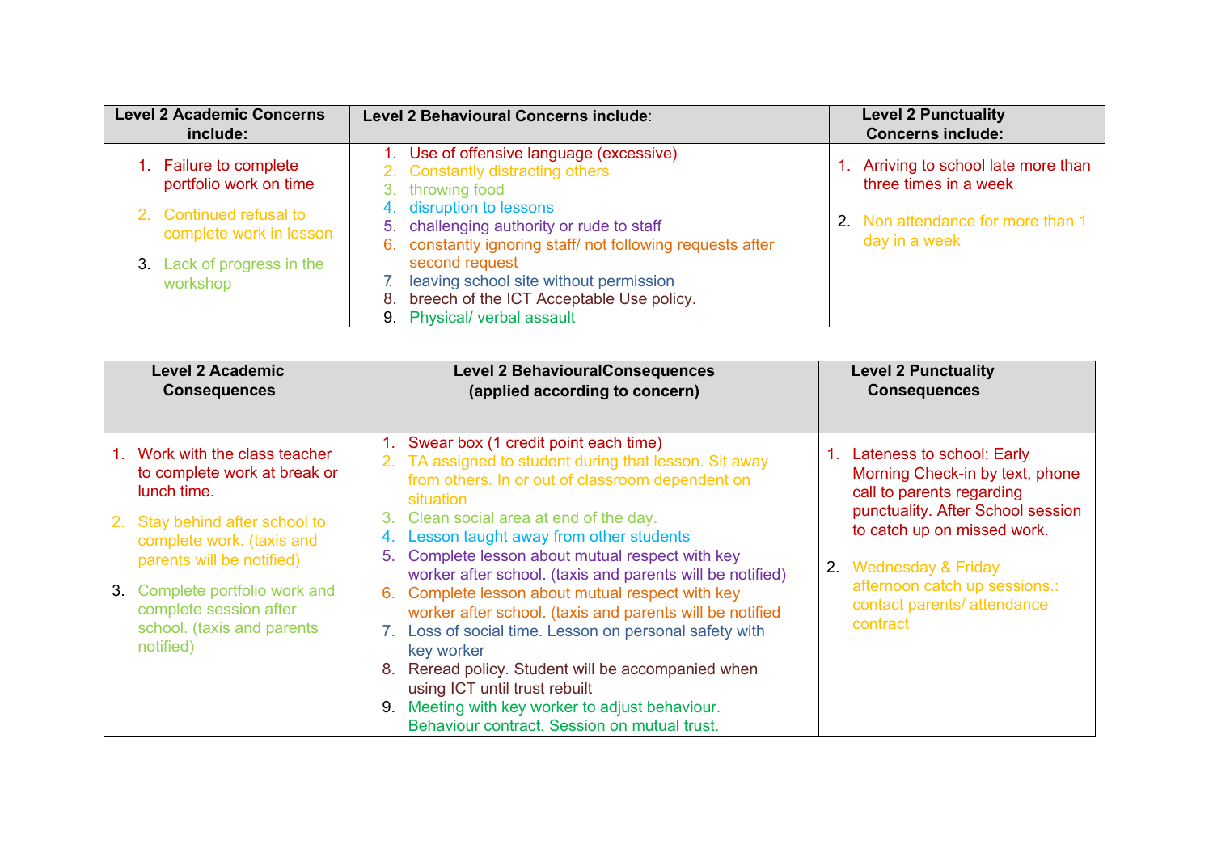| Level 2 Academic Concerns include: | Level 2 Behavioural Concerns include: | Level 2 Punctuality Concerns include: |
|---|---|---|
| 1. Failure to complete portfolio work on time<br>2. Continued refusal to complete work in lesson<br>3. Lack of progress in the workshop | 1. Use of offensive language (excessive)<br>2. Constantly distracting others<br>3. throwing food<br>4. disruption to lessons<br>5. challenging authority or rude to staff<br>6. constantly ignoring staff/ not following requests after second request<br>7. leaving school site without permission<br>8. breech of the ICT Acceptable Use policy.<br>9. Physical/ verbal assault | 1. Arriving to school late more than three times in a week<br>2. Non attendance for more than 1 day in a week |

| Level 2 Academic Consequences | Level 2 BehaviouralConsequences (applied according to concern) | Level 2 Punctuality Consequences |
|---|---|---|
| 1. Work with the class teacher to complete work at break or lunch time.<br>2. Stay behind after school to complete work. (taxis and parents will be notified)<br>3. Complete portfolio work and complete session after school. (taxis and parents notified) | 1. Swear box (1 credit point each time)<br>2. TA assigned to student during that lesson. Sit away from others. In or out of classroom dependent on situation<br>3. Clean social area at end of the day.<br>4. Lesson taught away from other students<br>5. Complete lesson about mutual respect with key worker after school. (taxis and parents will be notified)<br>6. Complete lesson about mutual respect with key worker after school. (taxis and parents will be notified<br>7. Loss of social time. Lesson on personal safety with key worker<br>8. Reread policy. Student will be accompanied when using ICT until trust rebuilt<br>9. Meeting with key worker to adjust behaviour. Behaviour contract. Session on mutual trust. | 1. Lateness to school: Early Morning Check-in by text, phone call to parents regarding punctuality. After School session to catch up on missed work.<br>2. Wednesday & Friday afternoon catch up sessions.: contact parents/ attendance contract |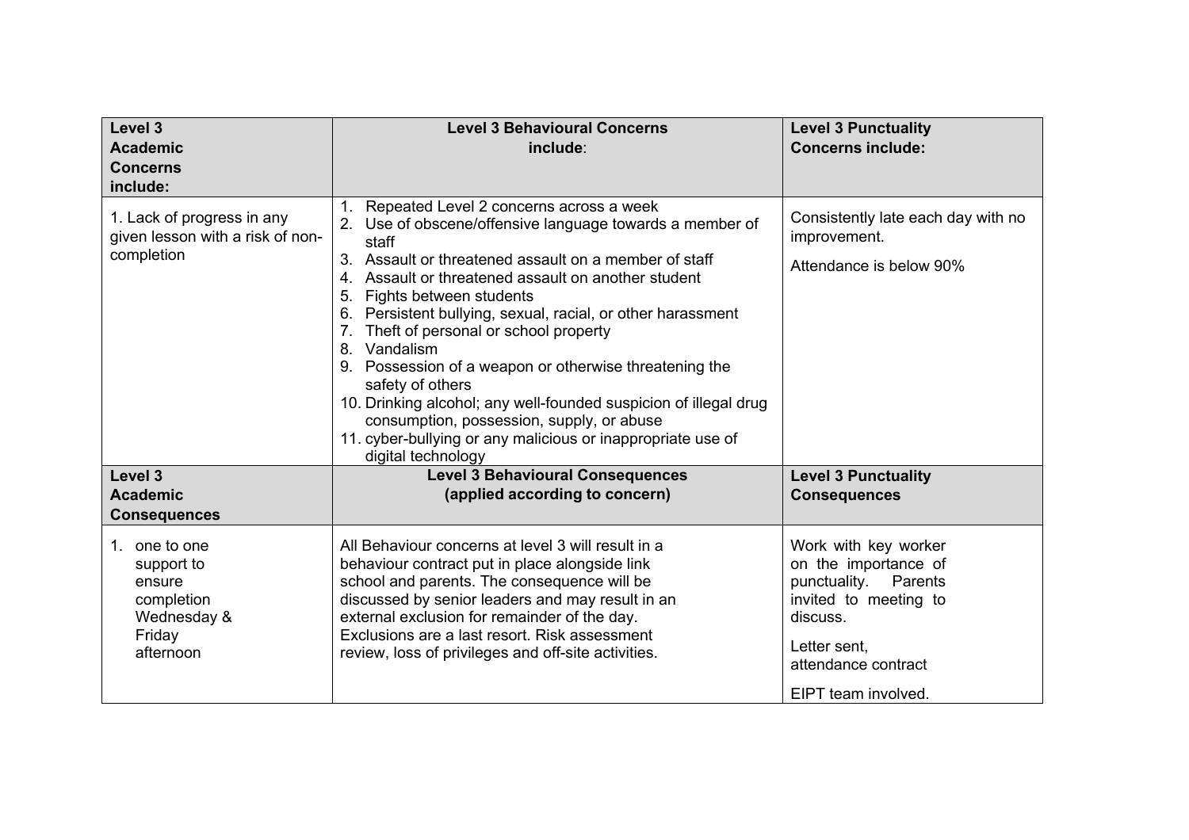| **Level 3 Academic Concerns include:** | **Level 3 Behavioural Concerns include**: | **Level 3 Punctuality Concerns include:** |
|---|---|---|
| 1. Lack of progress in any given lesson with a risk of non-completion | 1. Repeated Level 2 concerns across a week<br>2. Use of obscene/offensive language towards a member of staff<br>3. Assault or threatened assault on a member of staff<br>4. Assault or threatened assault on another student<br>5. Fights between students<br>6. Persistent bullying, sexual, racial, or other harassment<br>7. Theft of personal or school property<br>8. Vandalism<br>9. Possession of a weapon or otherwise threatening the safety of others<br>10. Drinking alcohol; any well-founded suspicion of illegal drug consumption, possession, supply, or abuse<br>11. cyber-bullying or any malicious or inappropriate use of digital technology | Consistently late each day with no improvement.<br><br>Attendance is below 90% |
| **Level 3 Academic Consequences** | **Level 3 Behavioural Consequences (applied according to concern)** | **Level 3 Punctuality Consequences** |
| 1. one to one support to ensure completion Wednesday & Friday afternoon | All Behaviour concerns at level 3 will result in a behaviour contract put in place alongside link school and parents. The consequence will be discussed by senior leaders and may result in an external exclusion for remainder of the day. Exclusions are a last resort. Risk assessment review, loss of privileges and off-site activities. | Work with key worker on the importance of punctuality. Parents invited to meeting to discuss.<br><br>Letter sent, attendance contract<br><br>EIPT team involved. |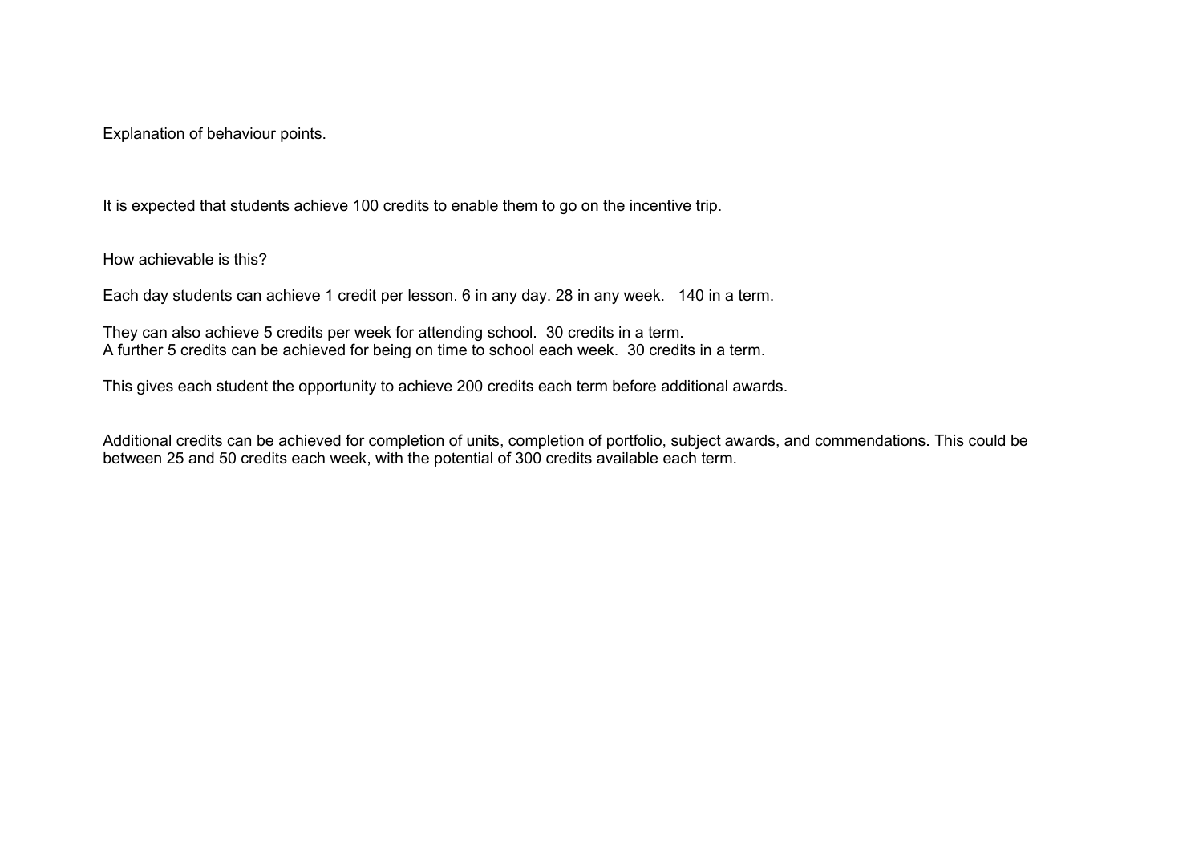Explanation of behaviour points.

It is expected that students achieve 100 credits to enable them to go on the incentive trip.

How achievable is this?

Each day students can achieve 1 credit per lesson. 6 in any day. 28 in any week. 140 in a term.

They can also achieve 5 credits per week for attending school. 30 credits in a term.
A further 5 credits can be achieved for being on time to school each week. 30 credits in a term.

This gives each student the opportunity to achieve 200 credits each term before additional awards.

Additional credits can be achieved for completion of units, completion of portfolio, subject awards, and commendations. This could be between 25 and 50 credits each week, with the potential of 300 credits available each term.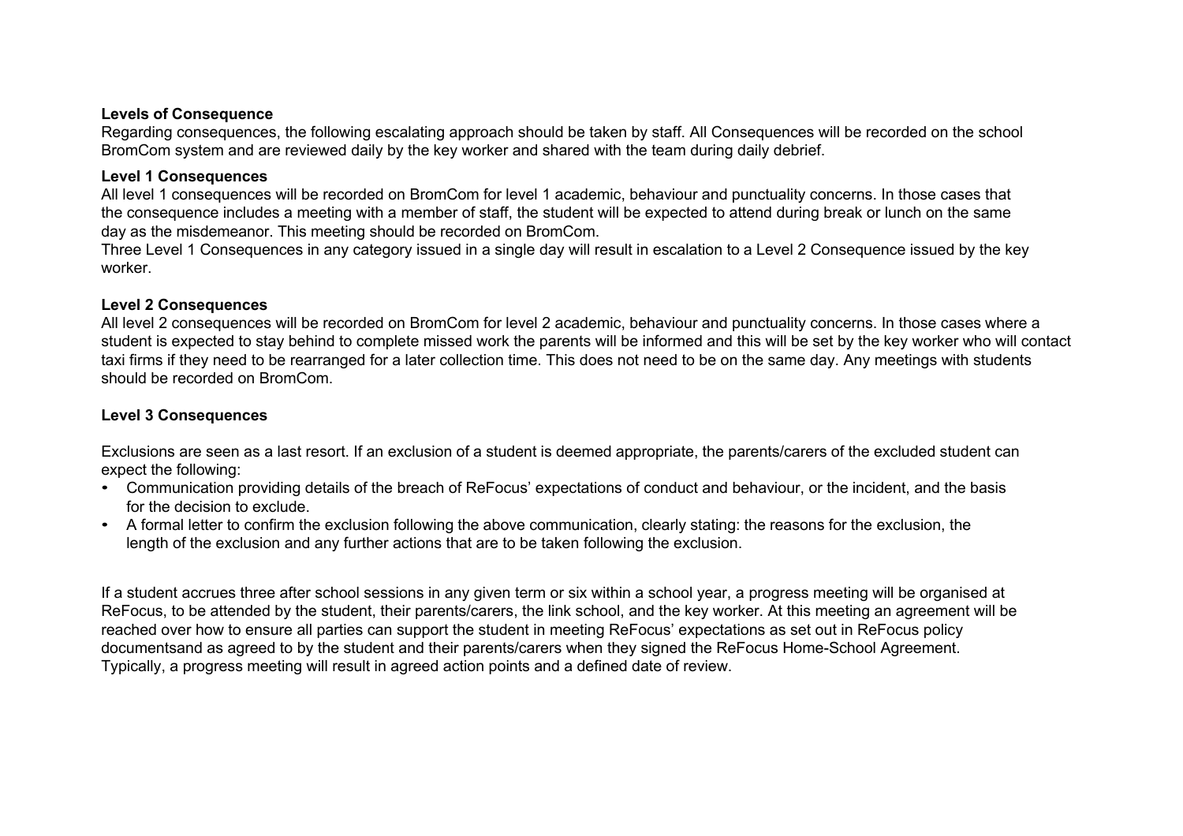**Levels of Consequence**

Regarding consequences, the following escalating approach should be taken by staff. All Consequences will be recorded on the school BromCom system and are reviewed daily by the key worker and shared with the team during daily debrief.

**Level 1 Consequences**

All level 1 consequences will be recorded on BromCom for level 1 academic, behaviour and punctuality concerns. In those cases that the consequence includes a meeting with a member of staff, the student will be expected to attend during break or lunch on the same day as the misdemeanor. This meeting should be recorded on BromCom.

Three Level 1 Consequences in any category issued in a single day will result in escalation to a Level 2 Consequence issued by the key worker.

**Level 2 Consequences**

All level 2 consequences will be recorded on BromCom for level 2 academic, behaviour and punctuality concerns. In those cases where a student is expected to stay behind to complete missed work the parents will be informed and this will be set by the key worker who will contact taxi firms if they need to be rearranged for a later collection time. This does not need to be on the same day. Any meetings with students should be recorded on BromCom.

**Level 3 Consequences**

Exclusions are seen as a last resort. If an exclusion of a student is deemed appropriate, the parents/carers of the excluded student can expect the following:

- Communication providing details of the breach of ReFocus' expectations of conduct and behaviour, or the incident, and the basis for the decision to exclude.
- A formal letter to confirm the exclusion following the above communication, clearly stating: the reasons for the exclusion, the length of the exclusion and any further actions that are to be taken following the exclusion.

If a student accrues three after school sessions in any given term or six within a school year, a progress meeting will be organised at ReFocus, to be attended by the student, their parents/carers, the link school, and the key worker. At this meeting an agreement will be reached over how to ensure all parties can support the student in meeting ReFocus' expectations as set out in ReFocus policy documentsand as agreed to by the student and their parents/carers when they signed the ReFocus Home-School Agreement. Typically, a progress meeting will result in agreed action points and a defined date of review.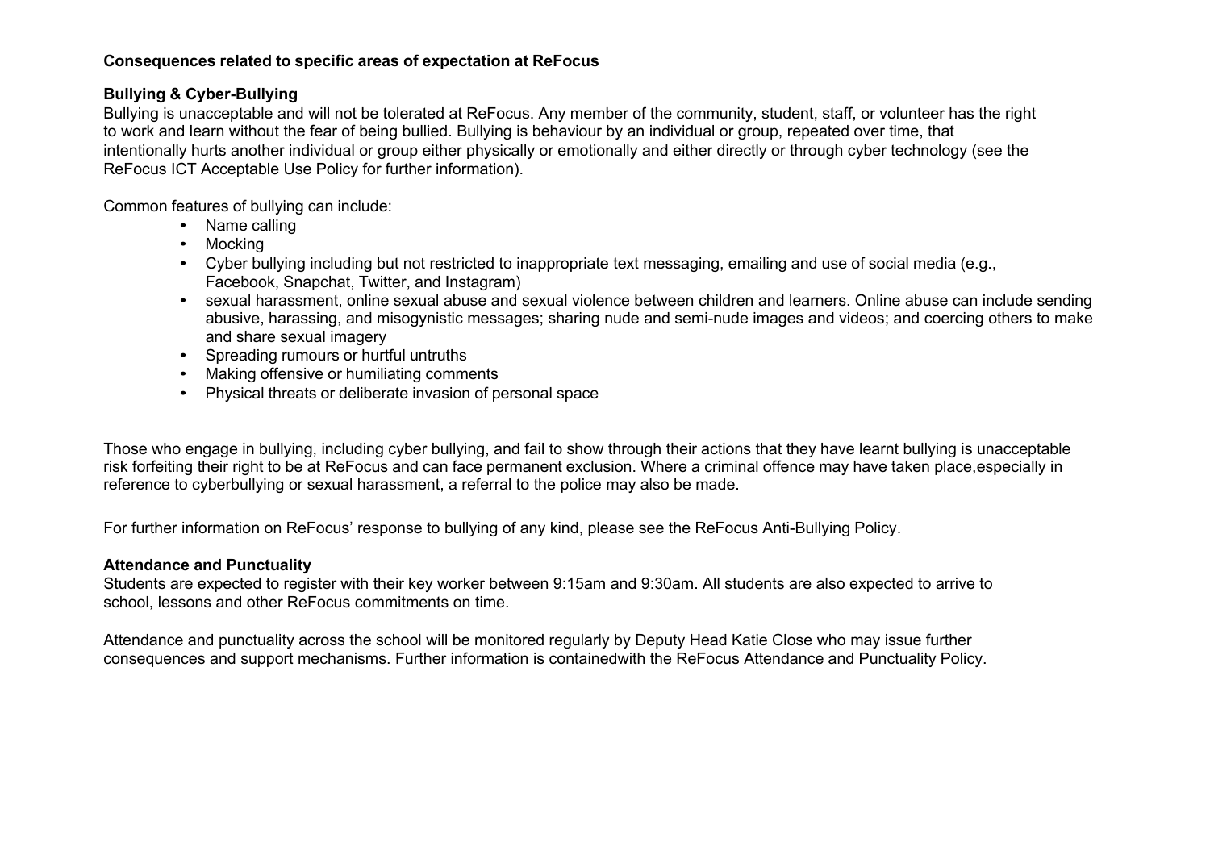**Consequences related to specific areas of expectation at ReFocus**

**Bullying & Cyber-Bullying**

Bullying is unacceptable and will not be tolerated at ReFocus. Any member of the community, student, staff, or volunteer has the right to work and learn without the fear of being bullied. Bullying is behaviour by an individual or group, repeated over time, that intentionally hurts another individual or group either physically or emotionally and either directly or through cyber technology (see the ReFocus ICT Acceptable Use Policy for further information).

Common features of bullying can include:

- Name calling
- Mocking
- Cyber bullying including but not restricted to inappropriate text messaging, emailing and use of social media (e.g., Facebook, Snapchat, Twitter, and Instagram)
- sexual harassment, online sexual abuse and sexual violence between children and learners. Online abuse can include sending abusive, harassing, and misogynistic messages; sharing nude and semi-nude images and videos; and coercing others to make and share sexual imagery
- Spreading rumours or hurtful untruths
- Making offensive or humiliating comments
- Physical threats or deliberate invasion of personal space

Those who engage in bullying, including cyber bullying, and fail to show through their actions that they have learnt bullying is unacceptable risk forfeiting their right to be at ReFocus and can face permanent exclusion. Where a criminal offence may have taken place,especially in reference to cyberbullying or sexual harassment, a referral to the police may also be made.

For further information on ReFocus' response to bullying of any kind, please see the ReFocus Anti-Bullying Policy.

**Attendance and Punctuality**

Students are expected to register with their key worker between 9:15am and 9:30am. All students are also expected to arrive to school, lessons and other ReFocus commitments on time.

Attendance and punctuality across the school will be monitored regularly by Deputy Head Katie Close who may issue further consequences and support mechanisms. Further information is containedwith the ReFocus Attendance and Punctuality Policy.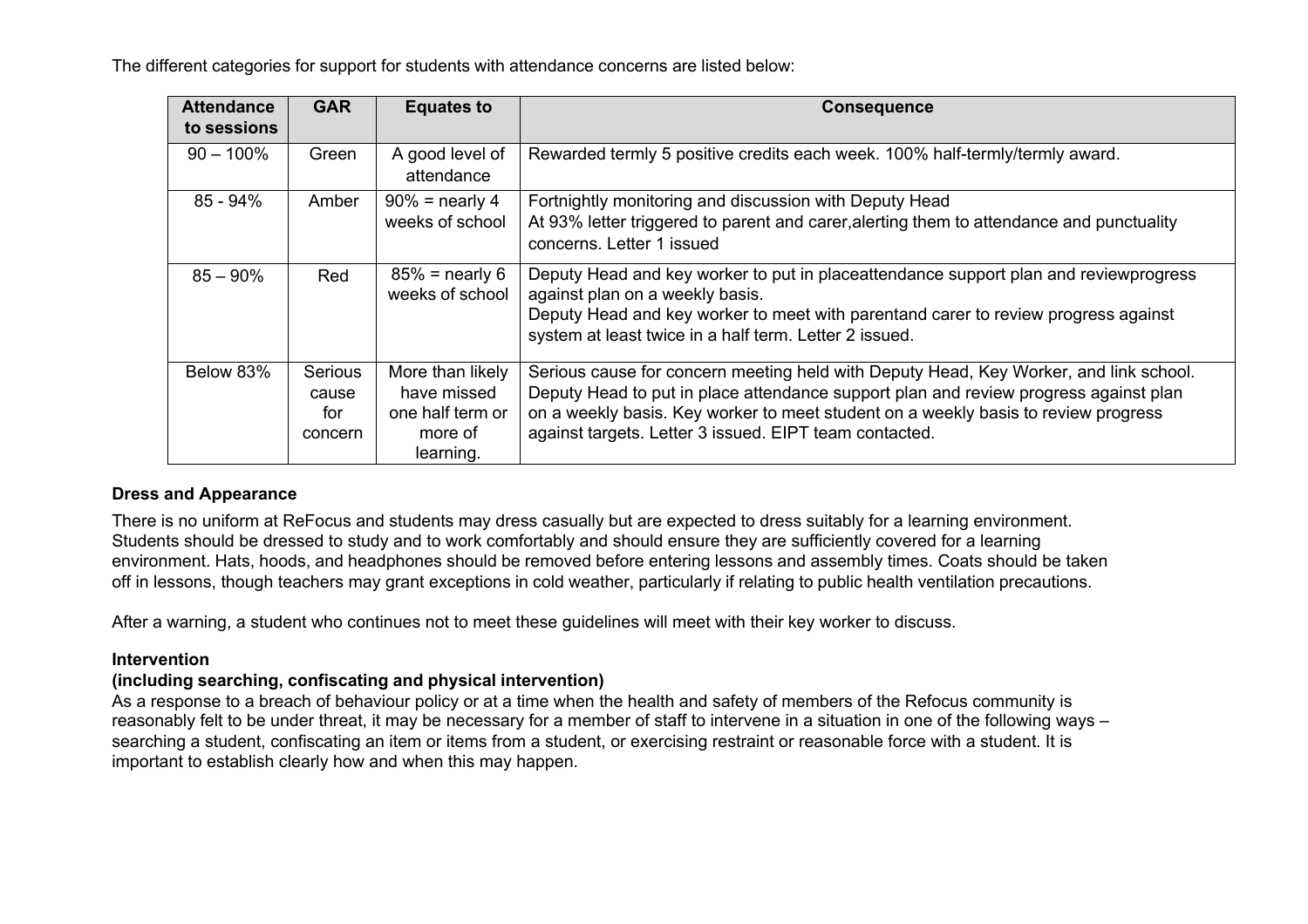The different categories for support for students with attendance concerns are listed below:

| Attendance to sessions | GAR | Equates to | Consequence |
|---|---|---|---|
| 90 – 100% | Green | A good level of attendance | Rewarded termly 5 positive credits each week. 100% half-termly/termly award. |
| 85 - 94% | Amber | 90% = nearly 4 weeks of school | Fortnightly monitoring and discussion with Deputy Head<br>At 93% letter triggered to parent and carer,alerting them to attendance and punctuality concerns. Letter 1 issued |
| 85 – 90% | Red | 85% = nearly 6 weeks of school | Deputy Head and key worker to put in placeattendance support plan and reviewprogress against plan on a weekly basis.<br>Deputy Head and key worker to meet with parentand carer to review progress against system at least twice in a half term. Letter 2 issued. |
| Below 83% | Serious cause for concern | More than likely have missed one half term or more of learning. | Serious cause for concern meeting held with Deputy Head, Key Worker, and link school. Deputy Head to put in place attendance support plan and review progress against plan on a weekly basis. Key worker to meet student on a weekly basis to review progress against targets. Letter 3 issued. EIPT team contacted. |

**Dress and Appearance**

There is no uniform at ReFocus and students may dress casually but are expected to dress suitably for a learning environment. Students should be dressed to study and to work comfortably and should ensure they are sufficiently covered for a learning environment. Hats, hoods, and headphones should be removed before entering lessons and assembly times. Coats should be taken off in lessons, though teachers may grant exceptions in cold weather, particularly if relating to public health ventilation precautions.

After a warning, a student who continues not to meet these guidelines will meet with their key worker to discuss.

**Intervention**

**(including searching, confiscating and physical intervention)**

As a response to a breach of behaviour policy or at a time when the health and safety of members of the Refocus community is reasonably felt to be under threat, it may be necessary for a member of staff to intervene in a situation in one of the following ways – searching a student, confiscating an item or items from a student, or exercising restraint or reasonable force with a student. It is important to establish clearly how and when this may happen.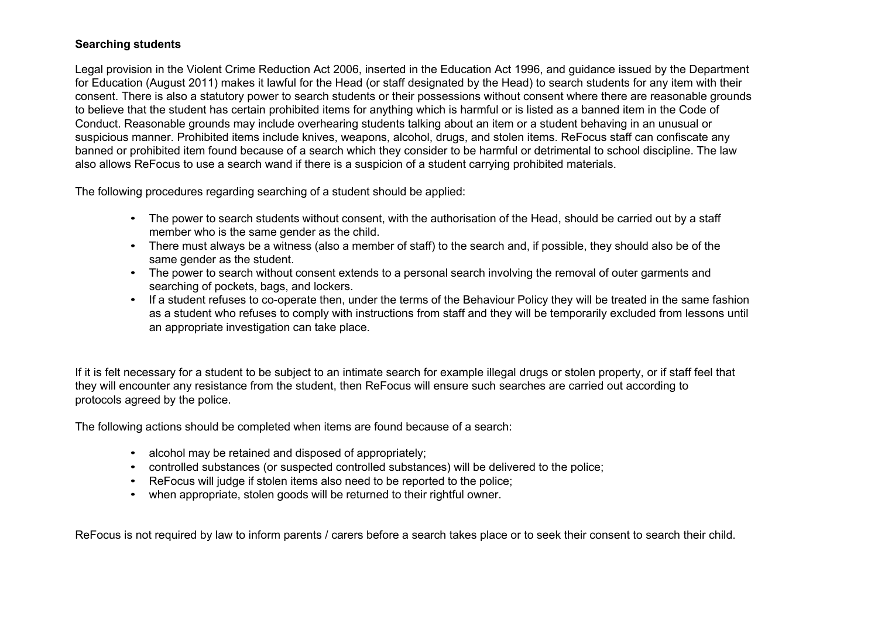**Searching students**

Legal provision in the Violent Crime Reduction Act 2006, inserted in the Education Act 1996, and guidance issued by the Department for Education (August 2011) makes it lawful for the Head (or staff designated by the Head) to search students for any item with their consent. There is also a statutory power to search students or their possessions without consent where there are reasonable grounds to believe that the student has certain prohibited items for anything which is harmful or is listed as a banned item in the Code of Conduct. Reasonable grounds may include overhearing students talking about an item or a student behaving in an unusual or suspicious manner. Prohibited items include knives, weapons, alcohol, drugs, and stolen items. ReFocus staff can confiscate any banned or prohibited item found because of a search which they consider to be harmful or detrimental to school discipline. The law also allows ReFocus to use a search wand if there is a suspicion of a student carrying prohibited materials.

The following procedures regarding searching of a student should be applied:

- The power to search students without consent, with the authorisation of the Head, should be carried out by a staff member who is the same gender as the child.
- There must always be a witness (also a member of staff) to the search and, if possible, they should also be of the same gender as the student.
- The power to search without consent extends to a personal search involving the removal of outer garments and searching of pockets, bags, and lockers.
- If a student refuses to co-operate then, under the terms of the Behaviour Policy they will be treated in the same fashion as a student who refuses to comply with instructions from staff and they will be temporarily excluded from lessons until an appropriate investigation can take place.

If it is felt necessary for a student to be subject to an intimate search for example illegal drugs or stolen property, or if staff feel that they will encounter any resistance from the student, then ReFocus will ensure such searches are carried out according to protocols agreed by the police.

The following actions should be completed when items are found because of a search:

- alcohol may be retained and disposed of appropriately;
- controlled substances (or suspected controlled substances) will be delivered to the police;
- ReFocus will judge if stolen items also need to be reported to the police;
- when appropriate, stolen goods will be returned to their rightful owner.

ReFocus is not required by law to inform parents / carers before a search takes place or to seek their consent to search their child.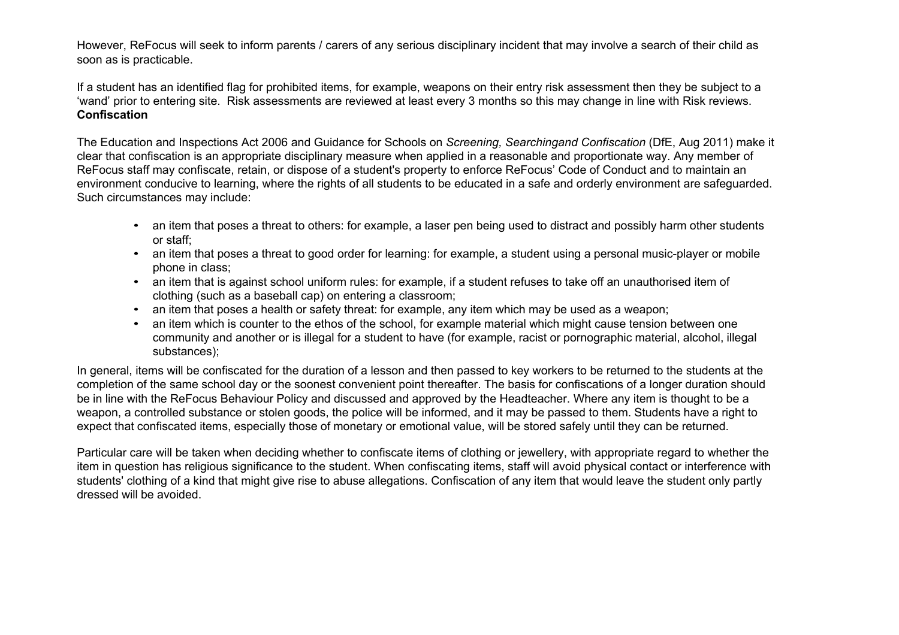However, ReFocus will seek to inform parents / carers of any serious disciplinary incident that may involve a search of their child as soon as is practicable.

If a student has an identified flag for prohibited items, for example, weapons on their entry risk assessment then they be subject to a 'wand' prior to entering site. Risk assessments are reviewed at least every 3 months so this may change in line with Risk reviews.

**Confiscation**

The Education and Inspections Act 2006 and Guidance for Schools on *Screening, Searchingand Confiscation* (DfE, Aug 2011) make it clear that confiscation is an appropriate disciplinary measure when applied in a reasonable and proportionate way. Any member of ReFocus staff may confiscate, retain, or dispose of a student's property to enforce ReFocus' Code of Conduct and to maintain an environment conducive to learning, where the rights of all students to be educated in a safe and orderly environment are safeguarded. Such circumstances may include:

- an item that poses a threat to others: for example, a laser pen being used to distract and possibly harm other students or staff;
- an item that poses a threat to good order for learning: for example, a student using a personal music-player or mobile phone in class;
- an item that is against school uniform rules: for example, if a student refuses to take off an unauthorised item of clothing (such as a baseball cap) on entering a classroom;
- an item that poses a health or safety threat: for example, any item which may be used as a weapon;
- an item which is counter to the ethos of the school, for example material which might cause tension between one community and another or is illegal for a student to have (for example, racist or pornographic material, alcohol, illegal substances);

In general, items will be confiscated for the duration of a lesson and then passed to key workers to be returned to the students at the completion of the same school day or the soonest convenient point thereafter. The basis for confiscations of a longer duration should be in line with the ReFocus Behaviour Policy and discussed and approved by the Headteacher. Where any item is thought to be a weapon, a controlled substance or stolen goods, the police will be informed, and it may be passed to them. Students have a right to expect that confiscated items, especially those of monetary or emotional value, will be stored safely until they can be returned.

Particular care will be taken when deciding whether to confiscate items of clothing or jewellery, with appropriate regard to whether the item in question has religious significance to the student. When confiscating items, staff will avoid physical contact or interference with students' clothing of a kind that might give rise to abuse allegations. Confiscation of any item that would leave the student only partly dressed will be avoided.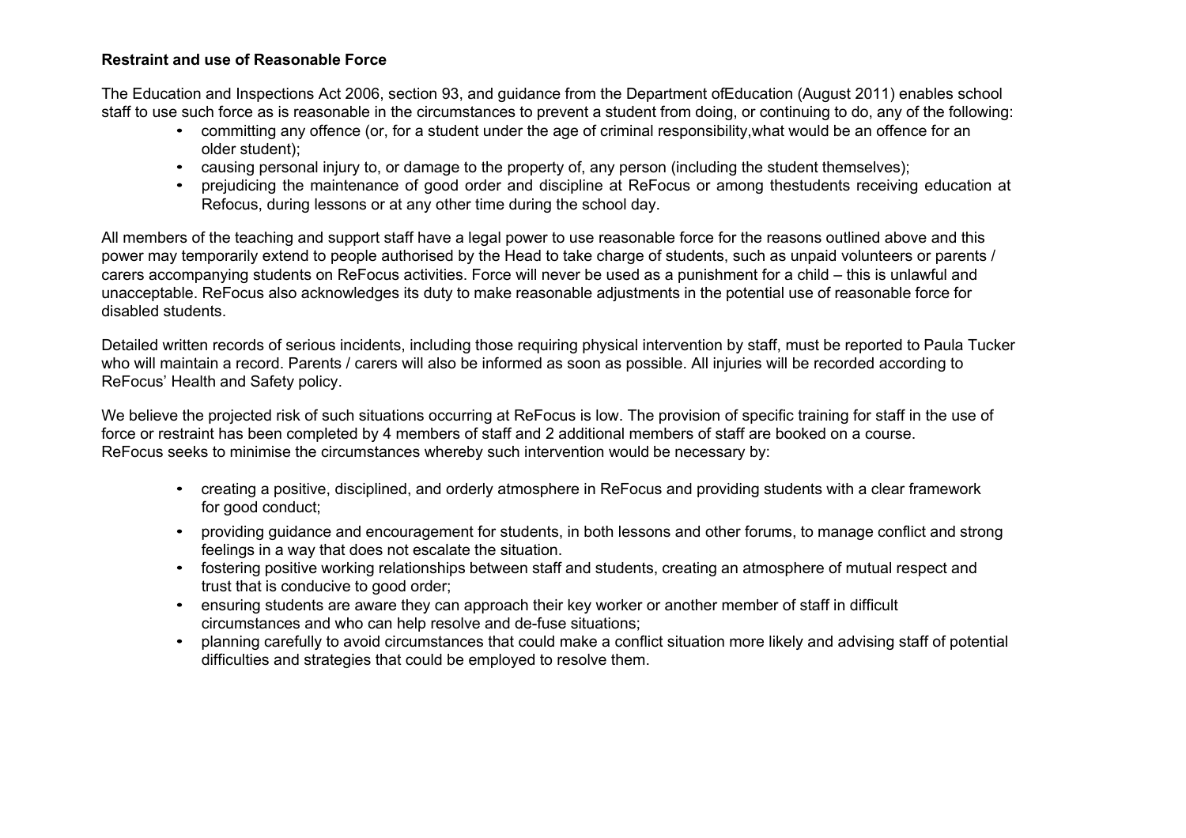**Restraint and use of Reasonable Force**

The Education and Inspections Act 2006, section 93, and guidance from the Department ofEducation (August 2011) enables school staff to use such force as is reasonable in the circumstances to prevent a student from doing, or continuing to do, any of the following:

- committing any offence (or, for a student under the age of criminal responsibility,what would be an offence for an older student);
- causing personal injury to, or damage to the property of, any person (including the student themselves);
- prejudicing the maintenance of good order and discipline at ReFocus or among thestudents receiving education at Refocus, during lessons or at any other time during the school day.

All members of the teaching and support staff have a legal power to use reasonable force for the reasons outlined above and this power may temporarily extend to people authorised by the Head to take charge of students, such as unpaid volunteers or parents / carers accompanying students on ReFocus activities. Force will never be used as a punishment for a child – this is unlawful and unacceptable. ReFocus also acknowledges its duty to make reasonable adjustments in the potential use of reasonable force for disabled students.

Detailed written records of serious incidents, including those requiring physical intervention by staff, must be reported to Paula Tucker who will maintain a record. Parents / carers will also be informed as soon as possible. All injuries will be recorded according to ReFocus' Health and Safety policy.

We believe the projected risk of such situations occurring at ReFocus is low. The provision of specific training for staff in the use of force or restraint has been completed by 4 members of staff and 2 additional members of staff are booked on a course.
ReFocus seeks to minimise the circumstances whereby such intervention would be necessary by:

- creating a positive, disciplined, and orderly atmosphere in ReFocus and providing students with a clear framework for good conduct;
- providing guidance and encouragement for students, in both lessons and other forums, to manage conflict and strong feelings in a way that does not escalate the situation.
- fostering positive working relationships between staff and students, creating an atmosphere of mutual respect and trust that is conducive to good order;
- ensuring students are aware they can approach their key worker or another member of staff in difficult circumstances and who can help resolve and de-fuse situations;
- planning carefully to avoid circumstances that could make a conflict situation more likely and advising staff of potential difficulties and strategies that could be employed to resolve them.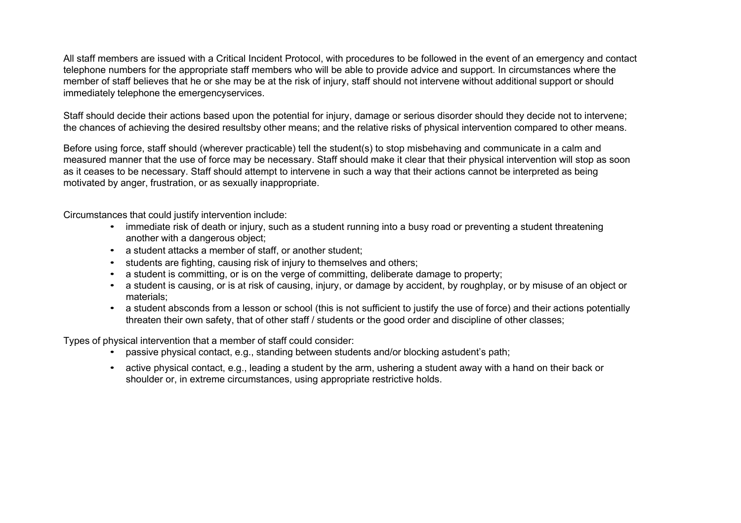All staff members are issued with a Critical Incident Protocol, with procedures to be followed in the event of an emergency and contact telephone numbers for the appropriate staff members who will be able to provide advice and support. In circumstances where the member of staff believes that he or she may be at the risk of injury, staff should not intervene without additional support or should immediately telephone the emergencyservices.

Staff should decide their actions based upon the potential for injury, damage or serious disorder should they decide not to intervene; the chances of achieving the desired resultsby other means; and the relative risks of physical intervention compared to other means.

Before using force, staff should (wherever practicable) tell the student(s) to stop misbehaving and communicate in a calm and measured manner that the use of force may be necessary. Staff should make it clear that their physical intervention will stop as soon as it ceases to be necessary. Staff should attempt to intervene in such a way that their actions cannot be interpreted as being motivated by anger, frustration, or as sexually inappropriate.

Circumstances that could justify intervention include:

- immediate risk of death or injury, such as a student running into a busy road or preventing a student threatening another with a dangerous object;
- a student attacks a member of staff, or another student;
- students are fighting, causing risk of injury to themselves and others;
- a student is committing, or is on the verge of committing, deliberate damage to property;
- a student is causing, or is at risk of causing, injury, or damage by accident, by roughplay, or by misuse of an object or materials;
- a student absconds from a lesson or school (this is not sufficient to justify the use of force) and their actions potentially threaten their own safety, that of other staff / students or the good order and discipline of other classes;

Types of physical intervention that a member of staff could consider:

- passive physical contact, e.g., standing between students and/or blocking astudent's path;
- active physical contact, e.g., leading a student by the arm, ushering a student away with a hand on their back or shoulder or, in extreme circumstances, using appropriate restrictive holds.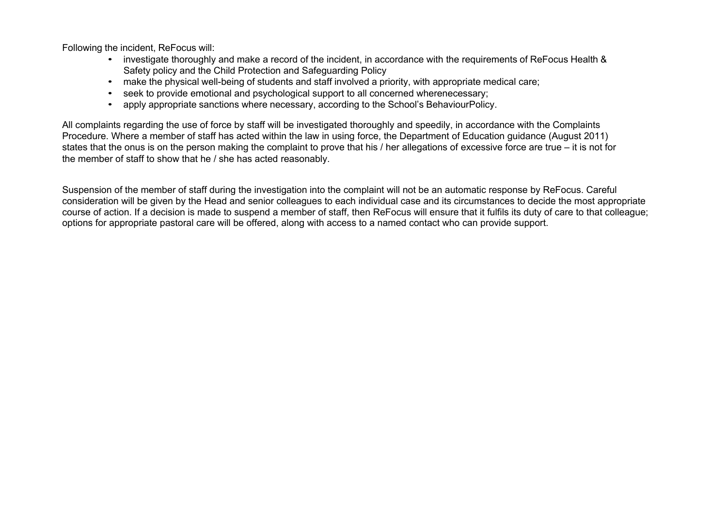Following the incident, ReFocus will:

- investigate thoroughly and make a record of the incident, in accordance with the requirements of ReFocus Health & Safety policy and the Child Protection and Safeguarding Policy
- make the physical well-being of students and staff involved a priority, with appropriate medical care;
- seek to provide emotional and psychological support to all concerned wherenecessary;
- apply appropriate sanctions where necessary, according to the School's BehaviourPolicy.

All complaints regarding the use of force by staff will be investigated thoroughly and speedily, in accordance with the Complaints Procedure. Where a member of staff has acted within the law in using force, the Department of Education guidance (August 2011) states that the onus is on the person making the complaint to prove that his / her allegations of excessive force are true – it is not for the member of staff to show that he / she has acted reasonably.

Suspension of the member of staff during the investigation into the complaint will not be an automatic response by ReFocus. Careful consideration will be given by the Head and senior colleagues to each individual case and its circumstances to decide the most appropriate course of action. If a decision is made to suspend a member of staff, then ReFocus will ensure that it fulfils its duty of care to that colleague; options for appropriate pastoral care will be offered, along with access to a named contact who can provide support.